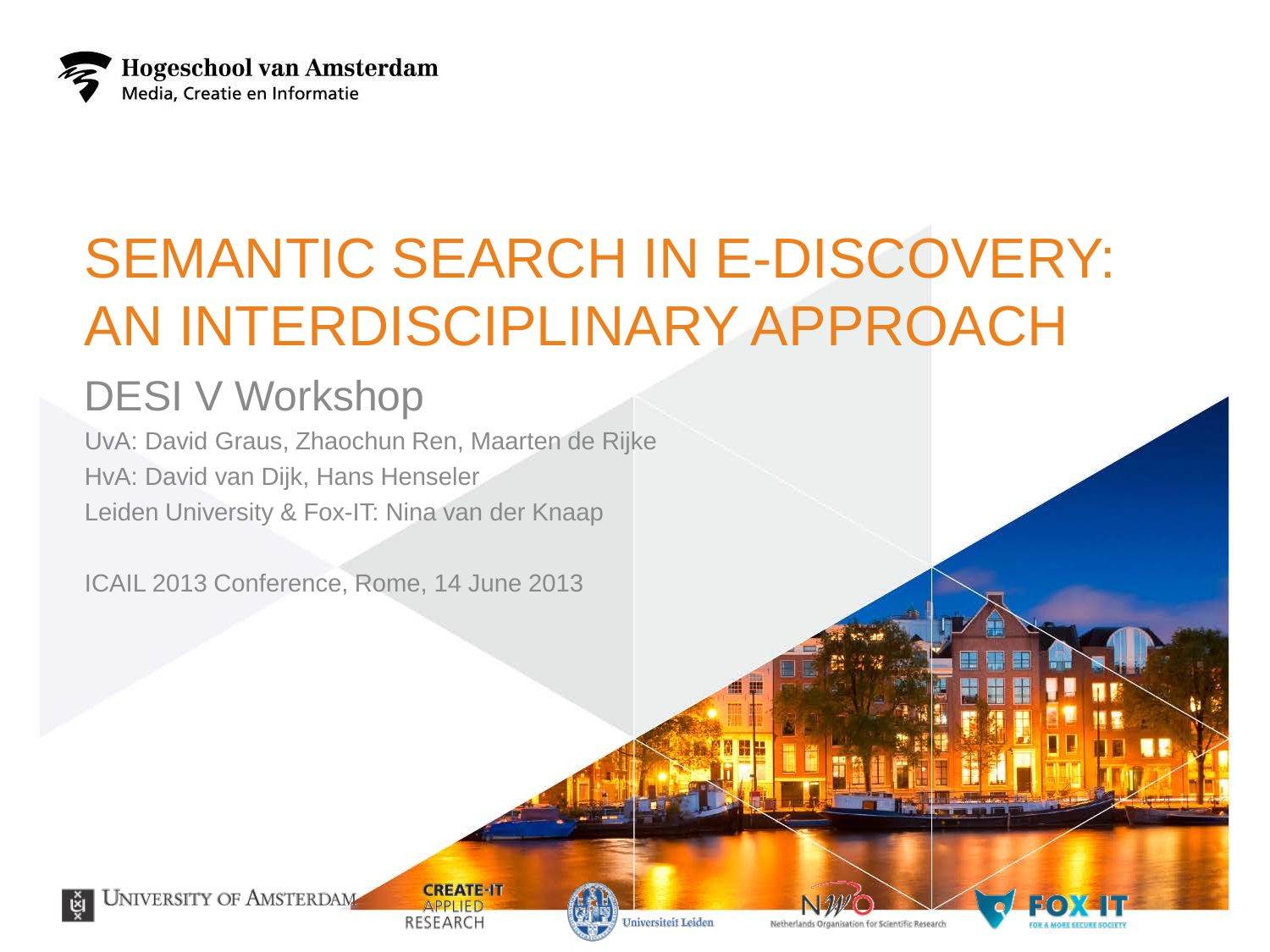Hogeschool van Amsterdam
Media, Creatie en Informatie

# SEMANTIC SEARCH IN E-DISCOVERY: AN INTERDISCIPLINARY APPROACH

## DESI V Workshop

UvA: David Graus, Zhaochun Ren, Maarten de Rijke
HvA: David van Dijk, Hans Henseler
Leiden University & Fox-IT: Nina van der Knaap

ICAIL 2013 Conference, Rome, 14 June 2013

University of Amsterdam
CREATE-IT APPLIED RESEARCH
Universiteit Leiden
NWO Netherlands Organisation for Scientific Research
FOX IT FOR A MORE SECURE SOCIETY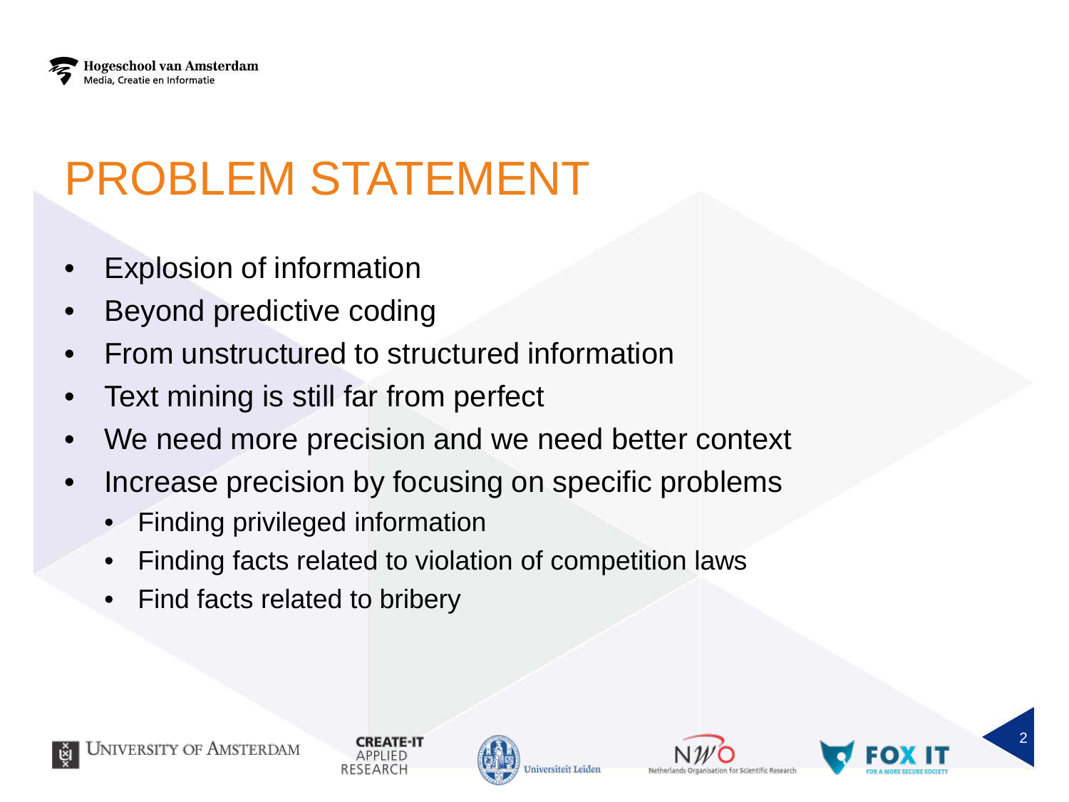# PROBLEM STATEMENT

- Explosion of information
- Beyond predictive coding
- From unstructured to structured information
- Text mining is still far from perfect
- We need more precision and we need better context
- Increase precision by focusing on specific problems
  - Finding privileged information
  - Finding facts related to violation of competition laws
  - Find facts related to bribery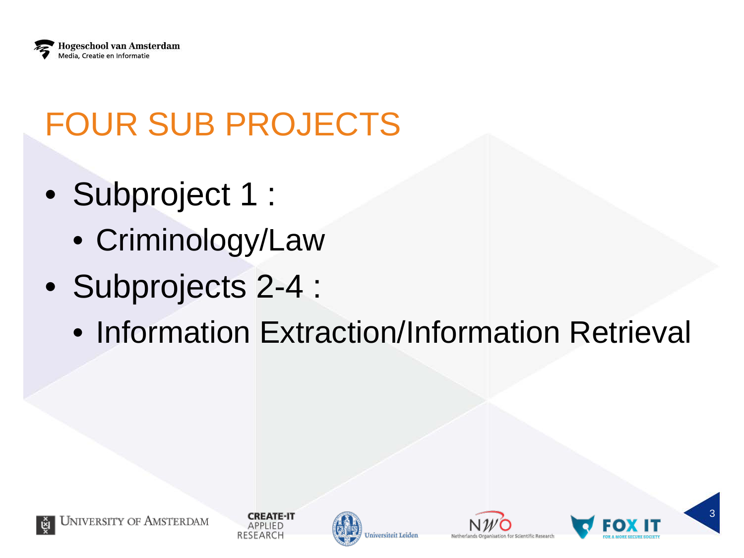# FOUR SUB PROJECTS

- Subproject 1 :
  - Criminology/Law
- Subprojects 2-4 :
  - Information Extraction/Information Retrieval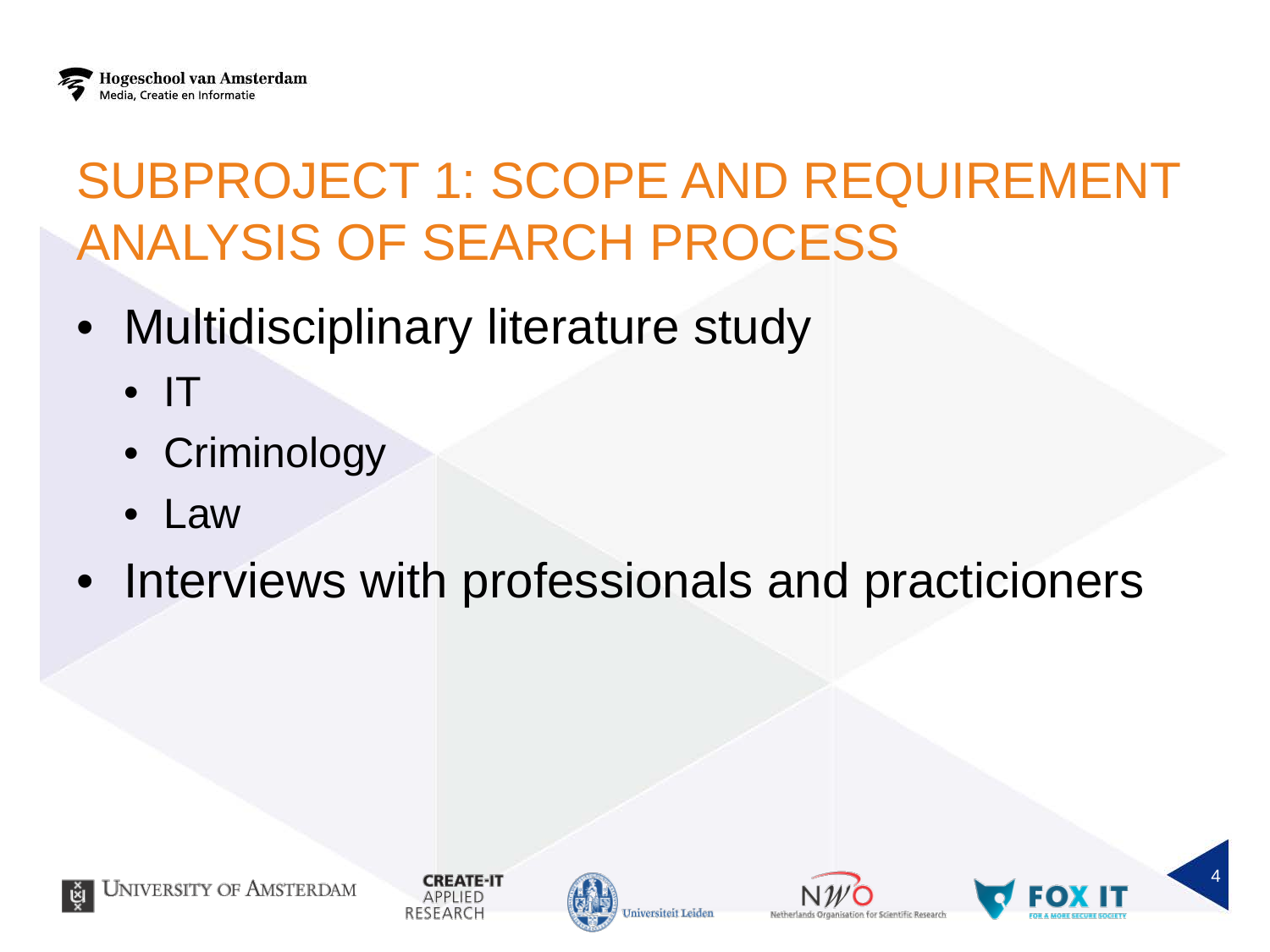# SUBPROJECT 1: SCOPE AND REQUIREMENT ANALYSIS OF SEARCH PROCESS

- Multidisciplinary literature study
  - IT
  - Criminology
  - Law
- Interviews with professionals and practicioners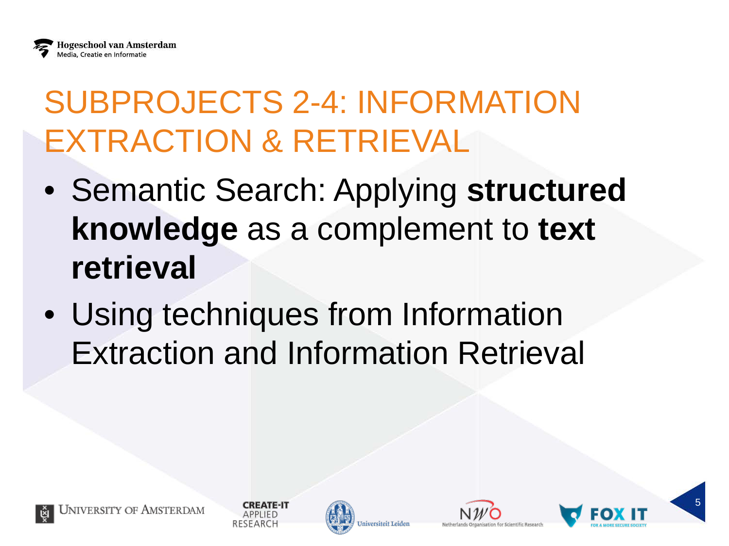# SUBPROJECTS 2-4: INFORMATION EXTRACTION & RETRIEVAL

- Semantic Search: Applying **structured knowledge** as a complement to **text retrieval**
- Using techniques from Information Extraction and Information Retrieval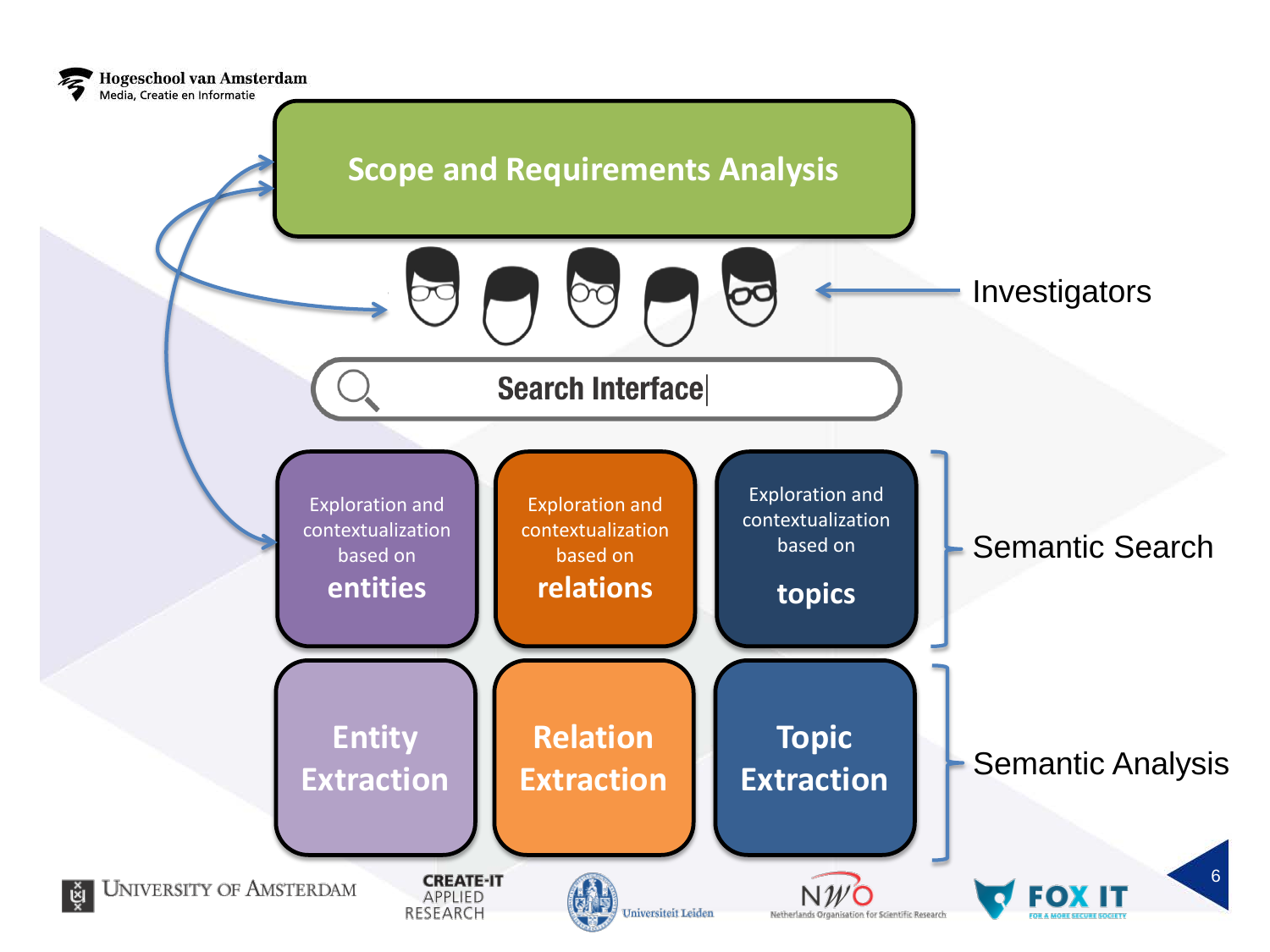# Scope and Requirements Analysis

Investigators

Search Interface

**Semantic Search**

| Exploration and contextualization based on **entities** | Exploration and contextualization based on **relations** | Exploration and contextualization based on **topics** |
| --- | --- | --- |

**Semantic Analysis**

| **Entity Extraction** | **Relation Extraction** | **Topic Extraction** |
| --- | --- | --- |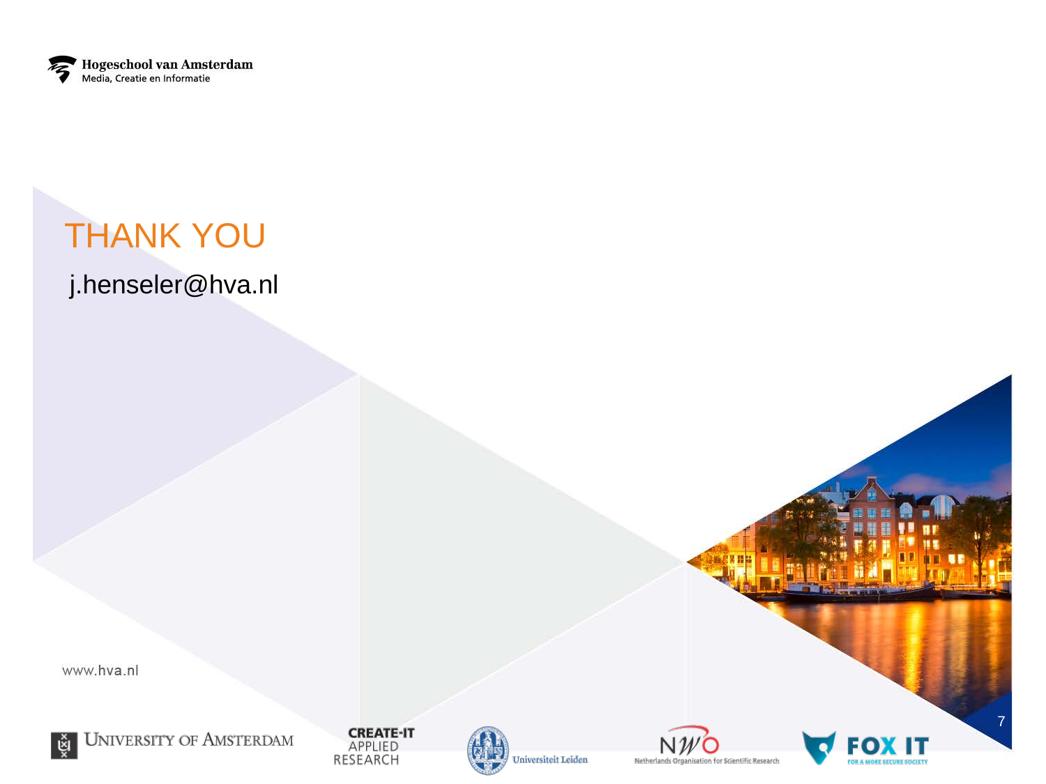Hogeschool van Amsterdam
Media, Creatie en Informatie

# THANK YOU

j.henseler@hva.nl

www.hva.nl

UNIVERSITY OF AMSTERDAM

CREATE-IT APPLIED RESEARCH

Universiteit Leiden

NWO Netherlands Organisation for Scientific Research

FOX IT FOR A MORE SECURE SOCIETY